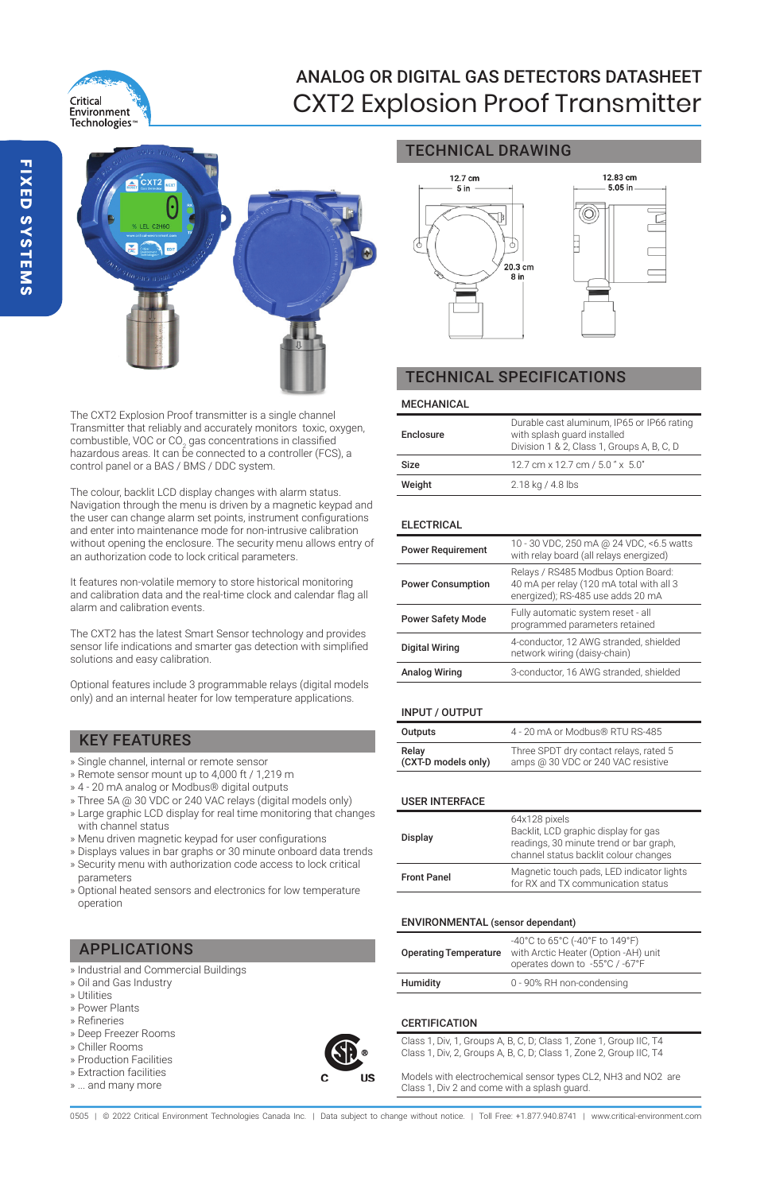# ANALOG OR DIGITAL GAS DETECTORS DATASHEET

# CXT2 Explosion Proof Transmitter

FIXED SYSTEMS

The CXT2 Explosion Proof transmitter is a single channel Transmitter that reliably and accurately monitors toxic, oxygen, combustible, VOC or $CO_2$ gas concentrations in classified hazardous areas. It can be connected to a controller (FCS), a control panel or a BAS / BMS / DDC system.

The colour, backlit LCD display changes with alarm status. Navigation through the menu is driven by a magnetic keypad and the user can change alarm set points, instrument configurations and enter into maintenance mode for non-intrusive calibration without opening the enclosure. The security menu allows entry of an authorization code to lock critical parameters.

It features non-volatile memory to store historical monitoring and calibration data and the real-time clock and calendar flag all alarm and calibration events.

The CXT2 has the latest Smart Sensor technology and provides sensor life indications and smarter gas detection with simplified solutions and easy calibration.

Optional features include 3 programmable relays (digital models only) and an internal heater for low temperature applications.

## KEY FEATURES

» Single channel, internal or remote sensor
» Remote sensor mount up to 4,000 ft / 1,219 m
» 4 - 20 mA analog or Modbus® digital outputs
» Three 5A @ 30 VDC or 240 VAC relays (digital models only)
» Large graphic LCD display for real time monitoring that changes with channel status
» Menu driven magnetic keypad for user configurations
» Displays values in bar graphs or 30 minute onboard data trends
» Security menu with authorization code access to lock critical parameters
» Optional heated sensors and electronics for low temperature operation

## APPLICATIONS

» Industrial and Commercial Buildings
» Oil and Gas Industry
» Utilities
» Power Plants
» Refineries
» Deep Freezer Rooms
» Chiller Rooms
» Production Facilities
» Extraction facilities
» ... and many more

## TECHNICAL DRAWING

12.7 cm / 5 in — 20.3 cm / 8 in — 12.83 cm / 5.05 in

## TECHNICAL SPECIFICATIONS

### MECHANICAL

| | |
|---|---|
| **Enclosure** | Durable cast aluminum, IP65 or IP66 rating with splash guard installed Division 1 & 2, Class 1, Groups A, B, C, D |
| **Size** | 12.7 cm x 12.7 cm / 5.0 " x 5.0" |
| **Weight** | 2.18 kg / 4.8 lbs |

### ELECTRICAL

| | |
|---|---|
| **Power Requirement** | 10 - 30 VDC, 250 mA @ 24 VDC, <6.5 watts with relay board (all relays energized) |
| **Power Consumption** | Relays / RS485 Modbus Option Board: 40 mA per relay (120 mA total with all 3 energized); RS-485 use adds 20 mA |
| **Power Safety Mode** | Fully automatic system reset - all programmed parameters retained |
| **Digital Wiring** | 4-conductor, 12 AWG stranded, shielded network wiring (daisy-chain) |
| **Analog Wiring** | 3-conductor, 16 AWG stranded, shielded |

### INPUT / OUTPUT

| | |
|---|---|
| **Outputs** | 4 - 20 mA or Modbus® RTU RS-485 |
| **Relay (CXT-D models only)** | Three SPDT dry contact relays, rated 5 amps @ 30 VDC or 240 VAC resistive |

### USER INTERFACE

| | |
|---|---|
| **Display** | 64x128 pixels Backlit, LCD graphic display for gas readings, 30 minute trend or bar graph, channel status backlit colour changes |
| **Front Panel** | Magnetic touch pads, LED indicator lights for RX and TX communication status |

### ENVIRONMENTAL (sensor dependant)

| | |
|---|---|
| **Operating Temperature** | -40°C to 65°C (-40°F to 149°F) with Arctic Heater (Option -AH) unit operates down to -55°C / -67°F |
| **Humidity** | 0 - 90% RH non-condensing |

### CERTIFICATION

Class 1, Div, 1, Groups A, B, C, D; Class 1, Zone 1, Group IIC, T4
Class 1, Div, 2, Groups A, B, C, D; Class 1, Zone 2, Group IIC, T4

Models with electrochemical sensor types CL2, NH3 and NO2 are Class 1, Div 2 and come with a splash guard.

0505 | © 2022 Critical Environment Technologies Canada Inc. | Data subject to change without notice. | Toll Free: +1.877.940.8741 | www.critical-environment.com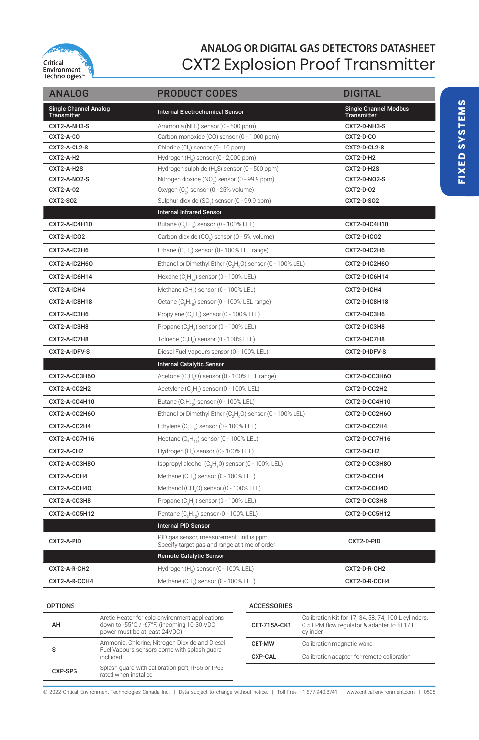# ANALOG OR DIGITAL GAS DETECTORS DATASHEET

## CXT2 Explosion Proof Transmitter

FIXED SYSTEMS

| ANALOG | PRODUCT CODES | DIGITAL |
|---|---|---|
| **Single Channel Analog Transmitter** | **Internal Electrochemical Sensor** | **Single Channel Modbus Transmitter** |
| CXT2-A-NH3-S | Ammonia ($NH_3$) sensor (0 - 500 ppm) | CXT2-D-NH3-S |
| CXT2-A-CO | Carbon monoxide (CO) sensor (0 - 1,000 ppm) | CXT2-D-CO |
| CXT2-A-CL2-S | Chlorine ($Cl_2$) sensor (0 - 10 ppm) | CXT2-D-CL2-S |
| CXT2-A-H2 | Hydrogen ($H_2$) sensor (0 - 2,000 ppm) | CXT2-D-H2 |
| CXT2-A-H2S | Hydrogen sulphide ($H_2S$) sensor (0 - 500 ppm) | CXT2-D-H2S |
| CXT2-A-NO2-S | Nitrogen dioxide ($NO_2$) sensor (0 - 99.9 ppm) | CXT2-D-NO2-S |
| CXT2-A-O2 | Oxygen ($O_2$) sensor (0 - 25% volume) | CXT2-D-O2 |
| CXT2-SO2 | Sulphur dioxide ($SO_2$) sensor (0 - 99.9 ppm) | CXT2-D-SO2 |
| | **Internal Infrared Sensor** | |
| CXT2-A-IC4H10 | Butane ($C_4H_{10}$) sensor (0 - 100% LEL) | CXT2-D-IC4H10 |
| CXT2-A-ICO2 | Carbon dioxide ($CO_2$) sensor (0 - 5% volume) | CXT2-D-ICO2 |
| CXT2-A-IC2H6 | Ethane ($C_2H_6$) sensor (0 - 100% LEL range) | CXT2-D-IC2H6 |
| CXT2-A-IC2H6O | Ethanol or Dimethyl Ether ($C_2H_6O$) sensor (0 - 100% LEL) | CXT2-D-IC2H6O |
| CXT2-A-IC6H14 | Hexane ($C_6H_{14}$) sensor (0 - 100% LEL) | CXT2-D-IC6H14 |
| CXT2-A-ICH4 | Methane ($CH_4$) sensor (0 - 100% LEL) | CXT2-D-ICH4 |
| CXT2-A-IC8H18 | Octane ($C_8H_{18}$) sensor (0 - 100% LEL range) | CXT2-D-IC8H18 |
| CXT2-A-IC3H6 | Propylene ($C_3H_6$) sensor (0 - 100% LEL) | CXT2-D-IC3H6 |
| CXT2-A-IC3H8 | Propane ($C_3H_8$) sensor (0 - 100% LEL) | CXT2-D-IC3H8 |
| CXT2-A-IC7H8 | Toluene ($C_7H_8$) sensor (0 - 100% LEL) | CXT2-D-IC7H8 |
| CXT2-A-IDFV-S | Diesel Fuel Vapours sensor (0 - 100% LEL) | CXT2-D-IDFV-S |
| | **Internal Catalytic Sensor** | |
| CXT2-A-CC3H6O | Acetone ($C_3H_6O$) sensor (0 - 100% LEL range) | CXT2-D-CC3H6O |
| CXT2-A-CC2H2 | Acetylene ($C_2H_2$) sensor (0 - 100% LEL) | CXT2-D-CC2H2 |
| CXT2-A-CC4H10 | Butane ($C_4H_{10}$) sensor (0 - 100% LEL) | CXT2-D-CC4H10 |
| CXT2-A-CC2H6O | Ethanol or Dimethyl Ether ($C_2H_6O$) sensor (0 - 100% LEL) | CXT2-D-CC2H6O |
| CXT2-A-CC2H4 | Ethylene ($C_2H_4$) sensor (0 - 100% LEL) | CXT2-D-CC2H4 |
| CXT2-A-CC7H16 | Heptane ($C_7H_{16}$) sensor (0 - 100% LEL) | CXT2-D-CC7H16 |
| CXT2-A-CH2 | Hydrogen ($H_2$) sensor (0 - 100% LEL) | CXT2-D-CH2 |
| CXT2-A-CC3H8O | Isopropyl alcohol ($C_3H_8O$) sensor (0 - 100% LEL) | CXT2-D-CC3H8O |
| CXT2-A-CCH4 | Methane ($CH_4$) sensor (0 - 100% LEL) | CXT2-D-CCH4 |
| CXT2-A-CCH4O | Methanol ($CH_4O$) sensor (0 - 100% LEL) | CXT2-D-CCH4O |
| CXT2-A-CC3H8 | Propane ($C_3H_8$) sensor (0 - 100% LEL) | CXT2-D-CC3H8 |
| CXT2-A-CC5H12 | Pentane ($C_5H_{12}$) sensor (0 - 100% LEL) | CXT2-D-CC5H12 |
| | **Internal PID Sensor** | |
| CXT2-A-PID | PID gas sensor, measurement unit is ppm<br>Specify target gas and range at time of order | CXT2-D-PID |
| | **Remote Catalytic Sensor** | |
| CXT2-A-R-CH2 | Hydrogen ($H_2$) sensor (0 - 100% LEL) | CXT2-D-R-CH2 |
| CXT2-A-R-CCH4 | Methane ($CH_4$) sensor (0 - 100% LEL) | CXT2-D-R-CCH4 |

### OPTIONS

| | |
|---|---|
| AH | Arctic Heater for cold environment applications down to -55°C / -67°F. (incoming 10-30 VDC power must be at least 24VDC) |
| S | Ammonia, Chlorine, Nitrogen Dioxide and Diesel Fuel Vapours sensors come with splash guard included |
| CXP-SPG | Splash guard with calibration port, IP65 or IP66 rated when installed |

### ACCESSORIES

| | |
|---|---|
| CET-715A-CK1 | Calibration Kit for 17, 34, 58, 74, 100 L cylinders, 0.5 LPM flow regulator & adapter to fit 17 L cylinder |
| CET-MW | Calibration magnetic wand |
| CXP-CAL | Calibration adapter for remote calibration |

© 2022 Critical Environment Technologies Canada Inc. | Data subject to change without notice. | Toll Free: +1.877.940.8741 | www.critical-environment.com | 0505